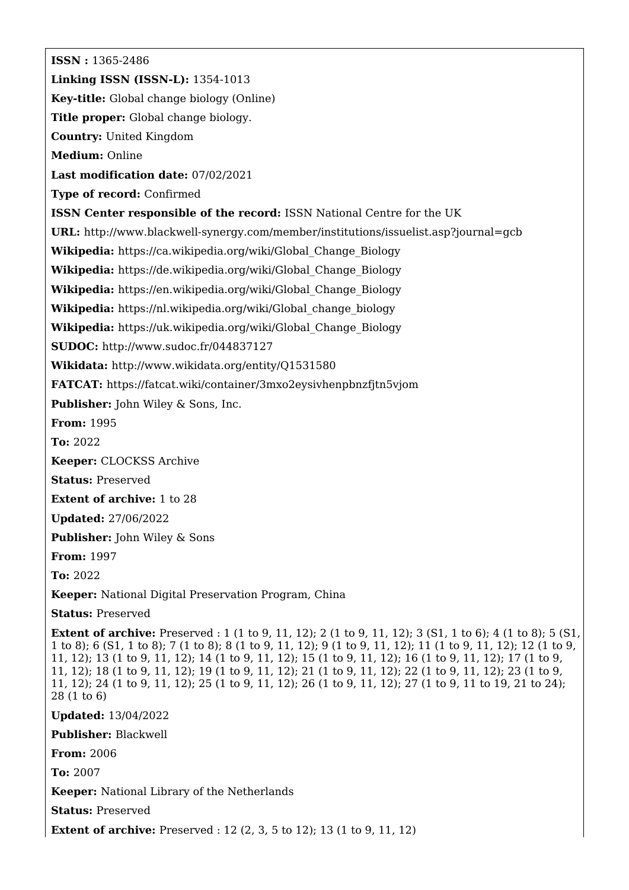**ISSN :** 1365-2486

**Linking ISSN (ISSN-L):** 1354-1013

**Key-title:** Global change biology (Online)

**Title proper:** Global change biology.

**Country:** United Kingdom

**Medium:** Online

**Last modification date:** 07/02/2021

**Type of record:** Confirmed

**ISSN Center responsible of the record:** ISSN National Centre for the UK

**URL:** http://www.blackwell-synergy.com/member/institutions/issuelist.asp?journal=gcb

**Wikipedia:** https://ca.wikipedia.org/wiki/Global_Change_Biology

**Wikipedia:** https://de.wikipedia.org/wiki/Global_Change_Biology

**Wikipedia:** https://en.wikipedia.org/wiki/Global_Change_Biology

**Wikipedia:** https://nl.wikipedia.org/wiki/Global_change_biology

**Wikipedia:** https://uk.wikipedia.org/wiki/Global_Change_Biology

**SUDOC:** http://www.sudoc.fr/044837127

**Wikidata:** http://www.wikidata.org/entity/Q1531580

**FATCAT:** https://fatcat.wiki/container/3mxo2eysivhenpbnzfjtn5vjom

**Publisher:** John Wiley & Sons, Inc.

**From:** 1995

**To:** 2022

**Keeper:** CLOCKSS Archive

**Status:** Preserved

**Extent of archive:** 1 to 28

**Updated:** 27/06/2022

**Publisher:** John Wiley & Sons

**From:** 1997

**To:** 2022

**Keeper:** National Digital Preservation Program, China

**Status:** Preserved

**Extent of archive:** Preserved : 1 (1 to 9, 11, 12); 2 (1 to 9, 11, 12); 3 (S1, 1 to 6); 4 (1 to 8); 5 (S1, 1 to 8); 6 (S1, 1 to 8); 7 (1 to 8); 8 (1 to 9, 11, 12); 9 (1 to 9, 11, 12); 11 (1 to 9, 11, 12); 12 (1 to 9, 11, 12); 13 (1 to 9, 11, 12); 14 (1 to 9, 11, 12); 15 (1 to 9, 11, 12); 16 (1 to 9, 11, 12); 17 (1 to 9, 11, 12); 18 (1 to 9, 11, 12); 19 (1 to 9, 11, 12); 21 (1 to 9, 11, 12); 22 (1 to 9, 11, 12); 23 (1 to 9, 11, 12); 24 (1 to 9, 11, 12); 25 (1 to 9, 11, 12); 26 (1 to 9, 11, 12); 27 (1 to 9, 11 to 19, 21 to 24); 28 (1 to 6)

**Updated:** 13/04/2022

**Publisher:** Blackwell

**From:** 2006

**To:** 2007

**Keeper:** National Library of the Netherlands

**Status:** Preserved

**Extent of archive:** Preserved : 12 (2, 3, 5 to 12); 13 (1 to 9, 11, 12)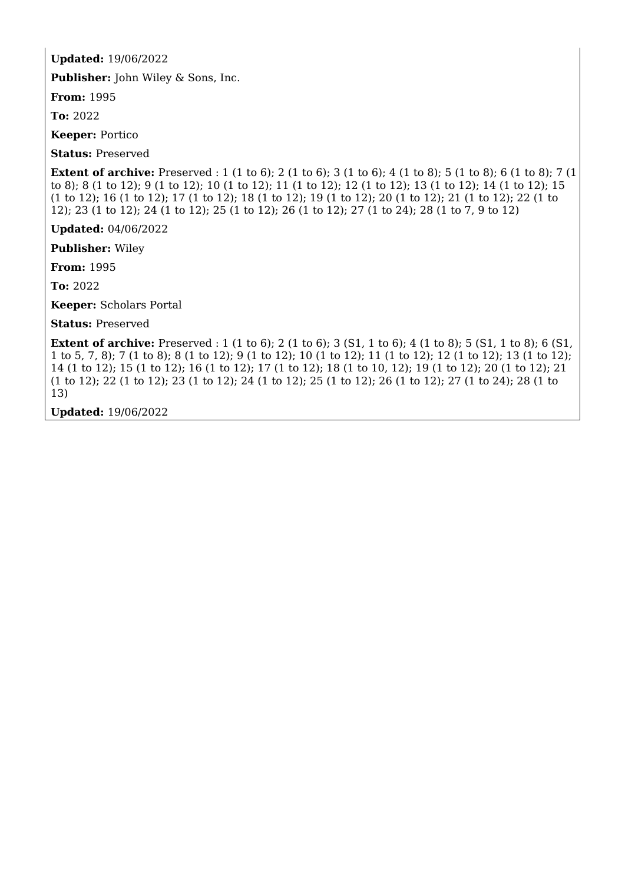**Updated:** 19/06/2022

**Publisher:** John Wiley & Sons, Inc.

**From:** 1995

**To:** 2022

**Keeper:** Portico

**Status:** Preserved

**Extent of archive:** Preserved : 1 (1 to 6); 2 (1 to 6); 3 (1 to 6); 4 (1 to 8); 5 (1 to 8); 6 (1 to 8); 7 (1 to 8); 8 (1 to 12); 9 (1 to 12); 10 (1 to 12); 11 (1 to 12); 12 (1 to 12); 13 (1 to 12); 14 (1 to 12); 15 (1 to 12); 16 (1 to 12); 17 (1 to 12); 18 (1 to 12); 19 (1 to 12); 20 (1 to 12); 21 (1 to 12); 22 (1 to 12); 23 (1 to 12); 24 (1 to 12); 25 (1 to 12); 26 (1 to 12); 27 (1 to 24); 28 (1 to 7, 9 to 12)

**Updated:** 04/06/2022

**Publisher:** Wiley

**From:** 1995

**To:** 2022

**Keeper:** Scholars Portal

**Status:** Preserved

**Extent of archive:** Preserved : 1 (1 to 6); 2 (1 to 6); 3 (S1, 1 to 6); 4 (1 to 8); 5 (S1, 1 to 8); 6 (S1, 1 to 5, 7, 8); 7 (1 to 8); 8 (1 to 12); 9 (1 to 12); 10 (1 to 12); 11 (1 to 12); 12 (1 to 12); 13 (1 to 12); 14 (1 to 12); 15 (1 to 12); 16 (1 to 12); 17 (1 to 12); 18 (1 to 10, 12); 19 (1 to 12); 20 (1 to 12); 21 (1 to 12); 22 (1 to 12); 23 (1 to 12); 24 (1 to 12); 25 (1 to 12); 26 (1 to 12); 27 (1 to 24); 28 (1 to 13)

**Updated:** 19/06/2022